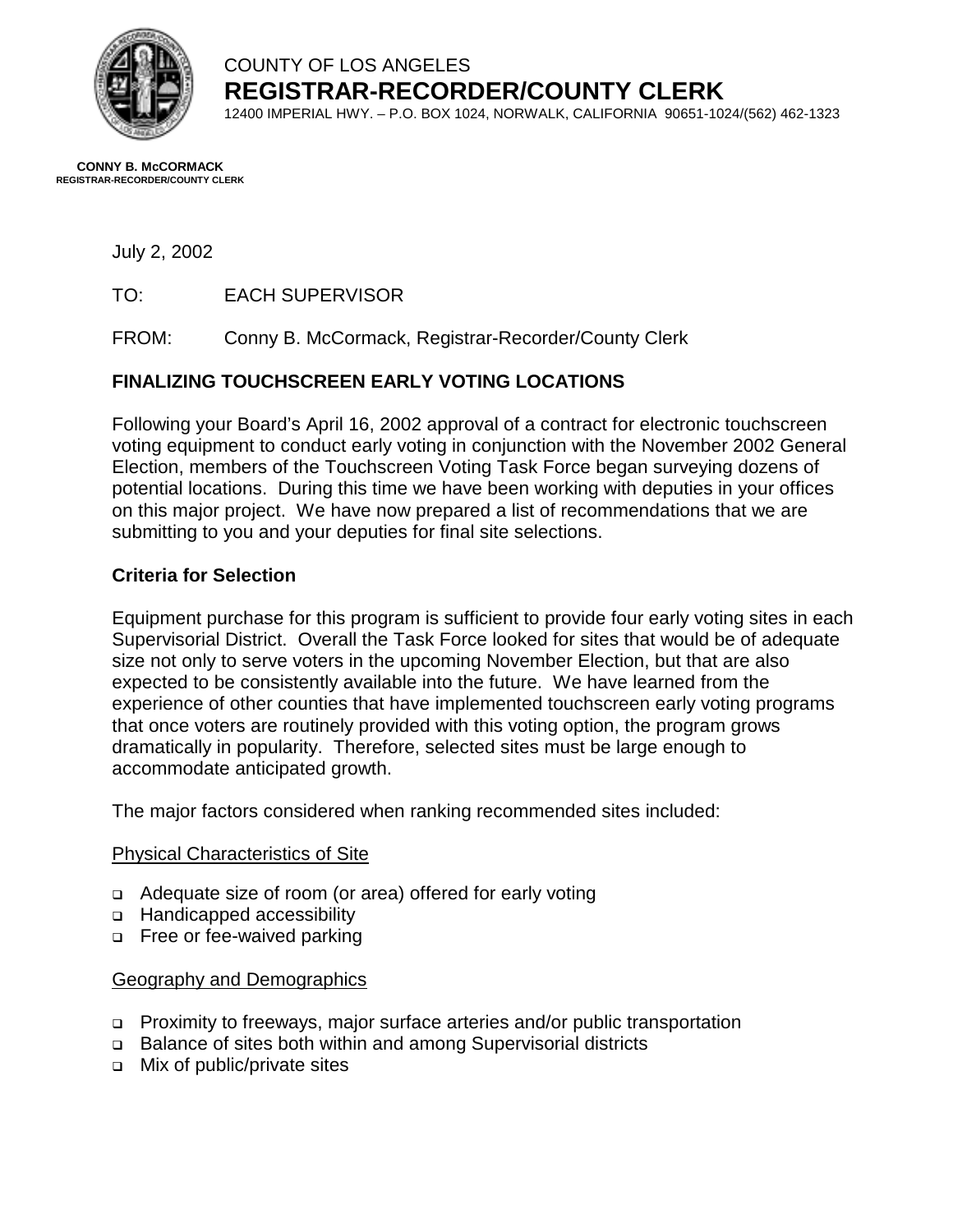COUNTY OF LOS ANGELES

# REGISTRAR-RECORDER/COUNTY CLERK

12400 IMPERIAL HWY. – P.O. BOX 1024, NORWALK, CALIFORNIA 90651-1024/(562) 462-1323

**CONNY B. McCORMACK**
**REGISTRAR-RECORDER/COUNTY CLERK**

July 2, 2002

TO: EACH SUPERVISOR

FROM: Conny B. McCormack, Registrar-Recorder/County Clerk

## FINALIZING TOUCHSCREEN EARLY VOTING LOCATIONS

Following your Board's April 16, 2002 approval of a contract for electronic touchscreen voting equipment to conduct early voting in conjunction with the November 2002 General Election, members of the Touchscreen Voting Task Force began surveying dozens of potential locations. During this time we have been working with deputies in your offices on this major project. We have now prepared a list of recommendations that we are submitting to you and your deputies for final site selections.

### Criteria for Selection

Equipment purchase for this program is sufficient to provide four early voting sites in each Supervisorial District. Overall the Task Force looked for sites that would be of adequate size not only to serve voters in the upcoming November Election, but that are also expected to be consistently available into the future. We have learned from the experience of other counties that have implemented touchscreen early voting programs that once voters are routinely provided with this voting option, the program grows dramatically in popularity. Therefore, selected sites must be large enough to accommodate anticipated growth.

The major factors considered when ranking recommended sites included:

<u>Physical Characteristics of Site</u>

- Adequate size of room (or area) offered for early voting
- Handicapped accessibility
- Free or fee-waived parking

<u>Geography and Demographics</u>

- Proximity to freeways, major surface arteries and/or public transportation
- Balance of sites both within and among Supervisorial districts
- Mix of public/private sites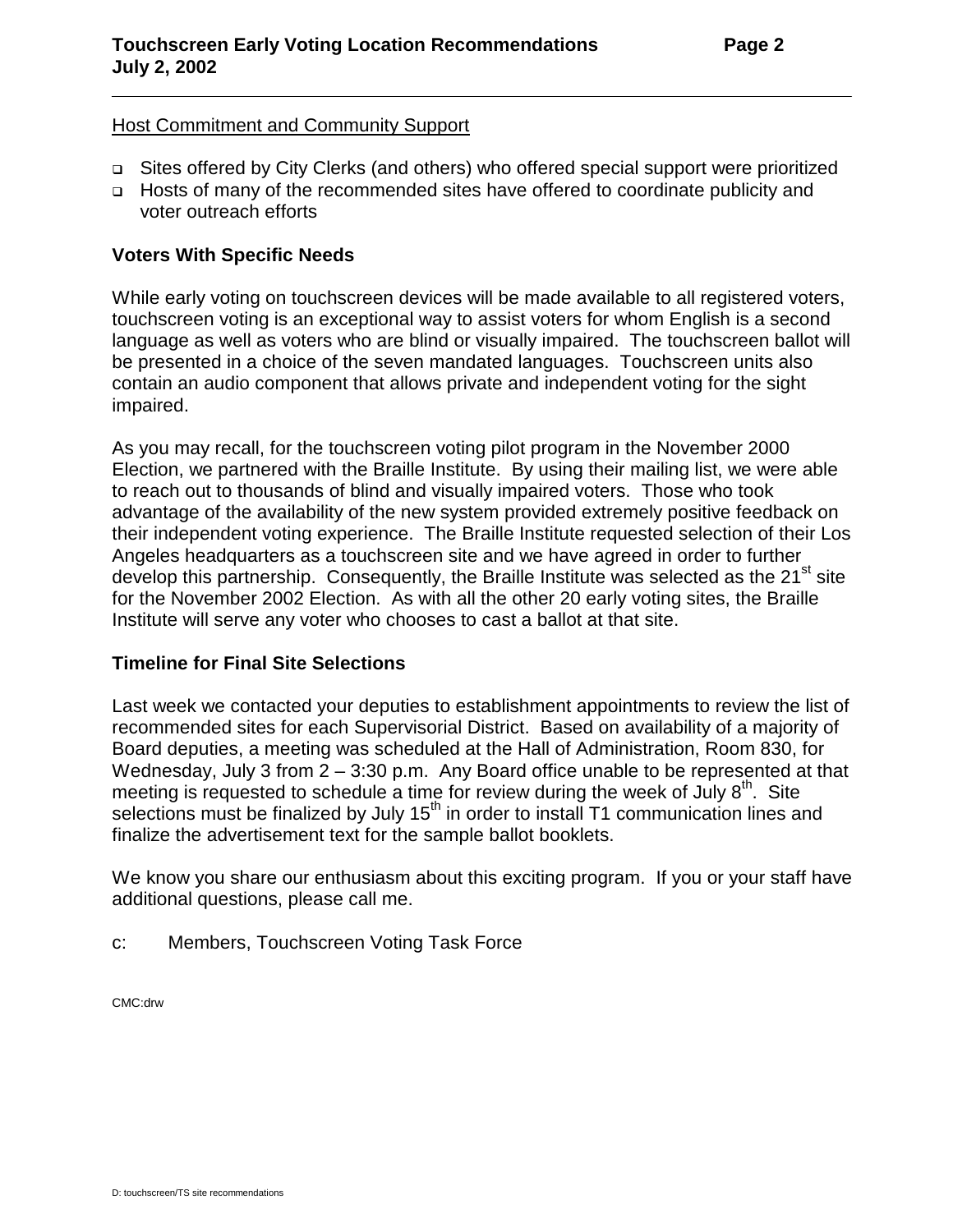Host Commitment and Community Support

- Sites offered by City Clerks (and others) who offered special support were prioritized
- Hosts of many of the recommended sites have offered to coordinate publicity and voter outreach efforts

**Voters With Specific Needs**

While early voting on touchscreen devices will be made available to all registered voters, touchscreen voting is an exceptional way to assist voters for whom English is a second language as well as voters who are blind or visually impaired. The touchscreen ballot will be presented in a choice of the seven mandated languages. Touchscreen units also contain an audio component that allows private and independent voting for the sight impaired.

As you may recall, for the touchscreen voting pilot program in the November 2000 Election, we partnered with the Braille Institute. By using their mailing list, we were able to reach out to thousands of blind and visually impaired voters. Those who took advantage of the availability of the new system provided extremely positive feedback on their independent voting experience. The Braille Institute requested selection of their Los Angeles headquarters as a touchscreen site and we have agreed in order to further develop this partnership. Consequently, the Braille Institute was selected as the 21st site for the November 2002 Election. As with all the other 20 early voting sites, the Braille Institute will serve any voter who chooses to cast a ballot at that site.

**Timeline for Final Site Selections**

Last week we contacted your deputies to establishment appointments to review the list of recommended sites for each Supervisorial District. Based on availability of a majority of Board deputies, a meeting was scheduled at the Hall of Administration, Room 830, for Wednesday, July 3 from 2 – 3:30 p.m. Any Board office unable to be represented at that meeting is requested to schedule a time for review during the week of July 8th. Site selections must be finalized by July 15th in order to install T1 communication lines and finalize the advertisement text for the sample ballot booklets.

We know you share our enthusiasm about this exciting program. If you or your staff have additional questions, please call me.

c: Members, Touchscreen Voting Task Force

CMC:drw

D: touchscreen/TS site recommendations